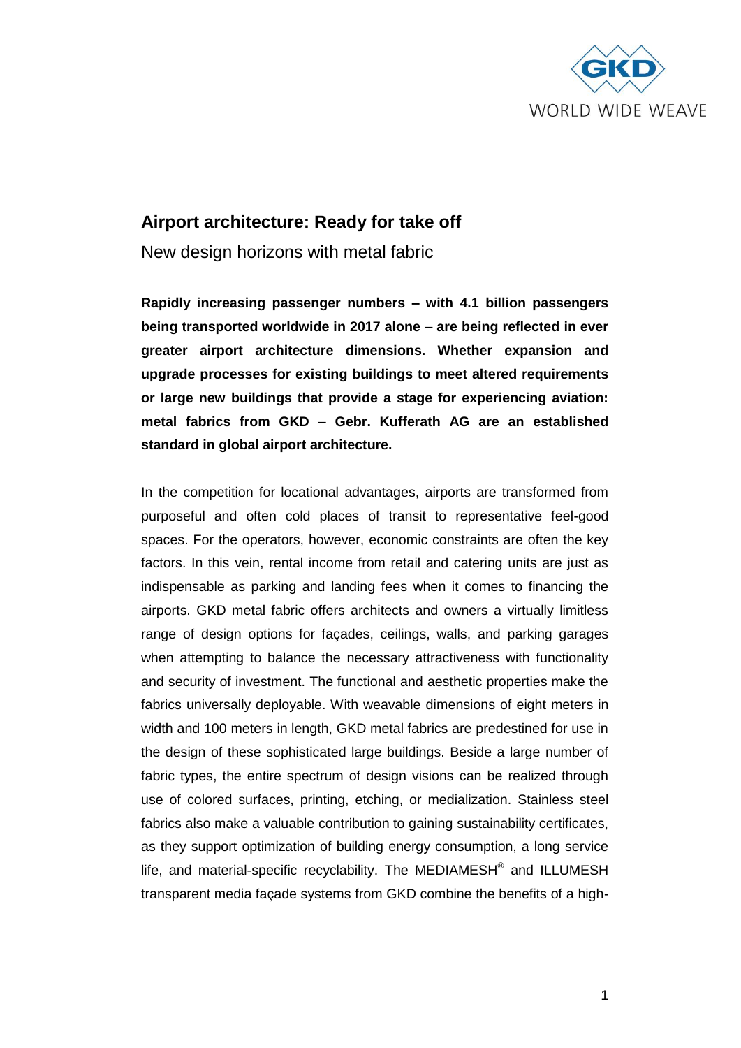# Airport architecture: Ready for take off

New design horizons with metal fabric

**Rapidly increasing passenger numbers – with 4.1 billion passengers being transported worldwide in 2017 alone – are being reflected in ever greater airport architecture dimensions. Whether expansion and upgrade processes for existing buildings to meet altered requirements or large new buildings that provide a stage for experiencing aviation: metal fabrics from GKD – Gebr. Kufferath AG are an established standard in global airport architecture.**

In the competition for locational advantages, airports are transformed from purposeful and often cold places of transit to representative feel-good spaces. For the operators, however, economic constraints are often the key factors. In this vein, rental income from retail and catering units are just as indispensable as parking and landing fees when it comes to financing the airports. GKD metal fabric offers architects and owners a virtually limitless range of design options for façades, ceilings, walls, and parking garages when attempting to balance the necessary attractiveness with functionality and security of investment. The functional and aesthetic properties make the fabrics universally deployable. With weavable dimensions of eight meters in width and 100 meters in length, GKD metal fabrics are predestined for use in the design of these sophisticated large buildings. Beside a large number of fabric types, the entire spectrum of design visions can be realized through use of colored surfaces, printing, etching, or medialization. Stainless steel fabrics also make a valuable contribution to gaining sustainability certificates, as they support optimization of building energy consumption, a long service life, and material-specific recyclability. The MEDIAMESH® and ILLUMESH transparent media façade systems from GKD combine the benefits of a high-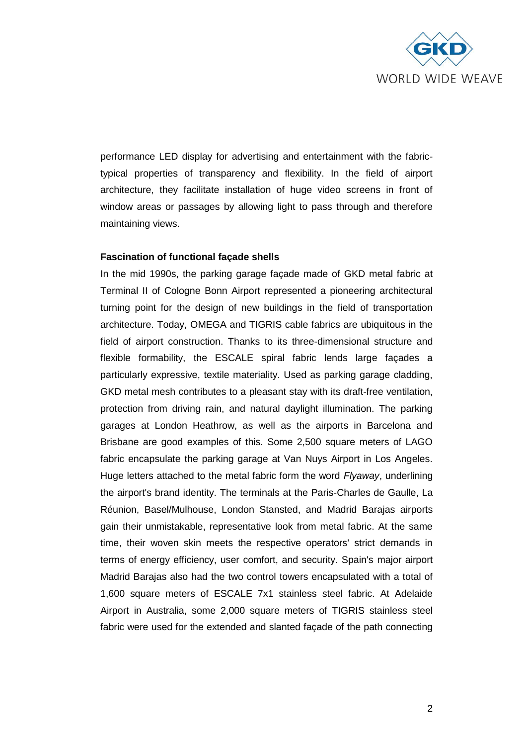performance LED display for advertising and entertainment with the fabric-typical properties of transparency and flexibility. In the field of airport architecture, they facilitate installation of huge video screens in front of window areas or passages by allowing light to pass through and therefore maintaining views.

**Fascination of functional façade shells**

In the mid 1990s, the parking garage façade made of GKD metal fabric at Terminal II of Cologne Bonn Airport represented a pioneering architectural turning point for the design of new buildings in the field of transportation architecture. Today, OMEGA and TIGRIS cable fabrics are ubiquitous in the field of airport construction. Thanks to its three-dimensional structure and flexible formability, the ESCALE spiral fabric lends large façades a particularly expressive, textile materiality. Used as parking garage cladding, GKD metal mesh contributes to a pleasant stay with its draft-free ventilation, protection from driving rain, and natural daylight illumination. The parking garages at London Heathrow, as well as the airports in Barcelona and Brisbane are good examples of this. Some 2,500 square meters of LAGO fabric encapsulate the parking garage at Van Nuys Airport in Los Angeles. Huge letters attached to the metal fabric form the word *Flyaway*, underlining the airport's brand identity. The terminals at the Paris-Charles de Gaulle, La Réunion, Basel/Mulhouse, London Stansted, and Madrid Barajas airports gain their unmistakable, representative look from metal fabric. At the same time, their woven skin meets the respective operators' strict demands in terms of energy efficiency, user comfort, and security. Spain's major airport Madrid Barajas also had the two control towers encapsulated with a total of 1,600 square meters of ESCALE 7x1 stainless steel fabric. At Adelaide Airport in Australia, some 2,000 square meters of TIGRIS stainless steel fabric were used for the extended and slanted façade of the path connecting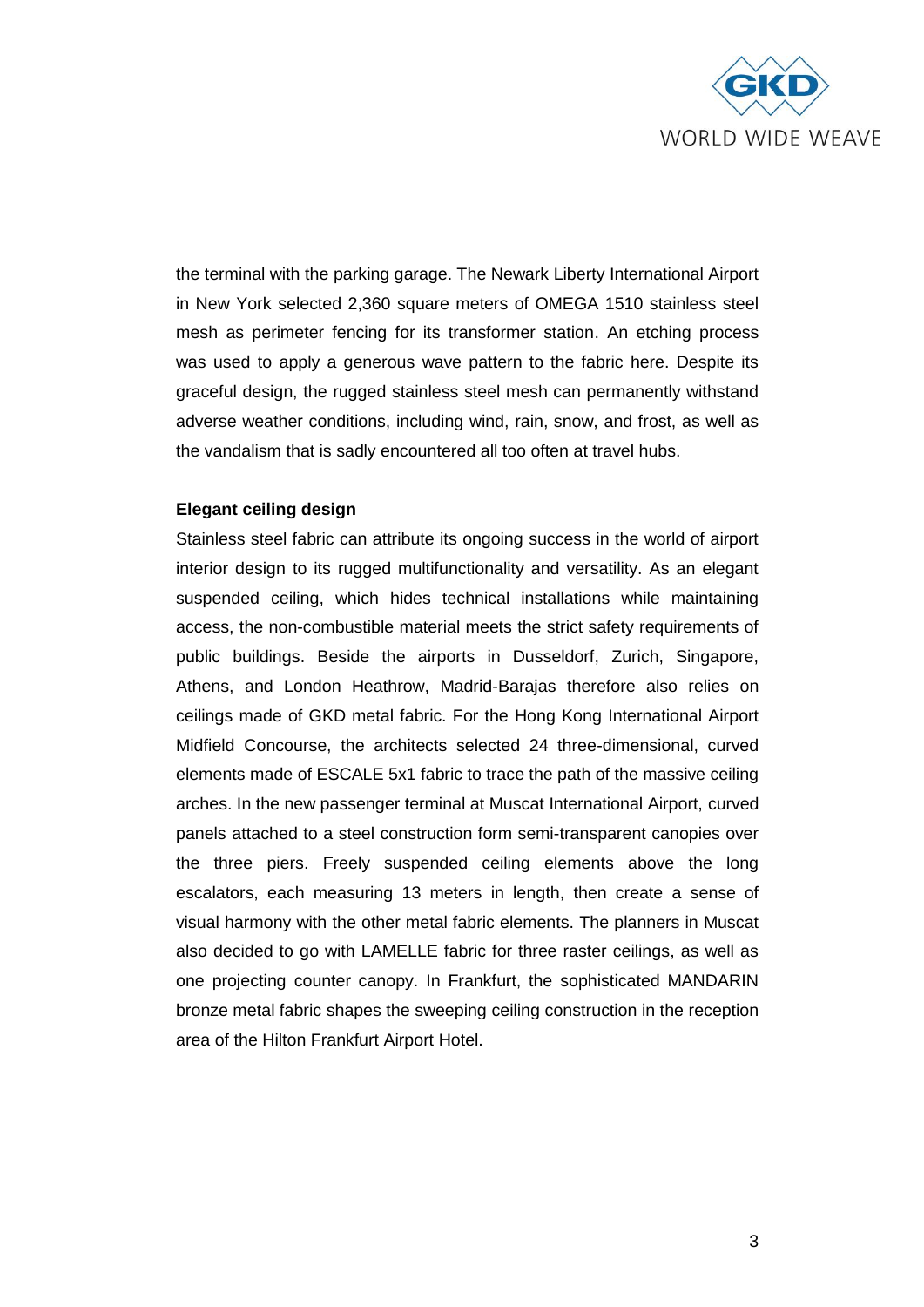the terminal with the parking garage. The Newark Liberty International Airport in New York selected 2,360 square meters of OMEGA 1510 stainless steel mesh as perimeter fencing for its transformer station. An etching process was used to apply a generous wave pattern to the fabric here. Despite its graceful design, the rugged stainless steel mesh can permanently withstand adverse weather conditions, including wind, rain, snow, and frost, as well as the vandalism that is sadly encountered all too often at travel hubs.

**Elegant ceiling design**

Stainless steel fabric can attribute its ongoing success in the world of airport interior design to its rugged multifunctionality and versatility. As an elegant suspended ceiling, which hides technical installations while maintaining access, the non-combustible material meets the strict safety requirements of public buildings. Beside the airports in Dusseldorf, Zurich, Singapore, Athens, and London Heathrow, Madrid-Barajas therefore also relies on ceilings made of GKD metal fabric. For the Hong Kong International Airport Midfield Concourse, the architects selected 24 three-dimensional, curved elements made of ESCALE 5x1 fabric to trace the path of the massive ceiling arches. In the new passenger terminal at Muscat International Airport, curved panels attached to a steel construction form semi-transparent canopies over the three piers. Freely suspended ceiling elements above the long escalators, each measuring 13 meters in length, then create a sense of visual harmony with the other metal fabric elements. The planners in Muscat also decided to go with LAMELLE fabric for three raster ceilings, as well as one projecting counter canopy. In Frankfurt, the sophisticated MANDARIN bronze metal fabric shapes the sweeping ceiling construction in the reception area of the Hilton Frankfurt Airport Hotel.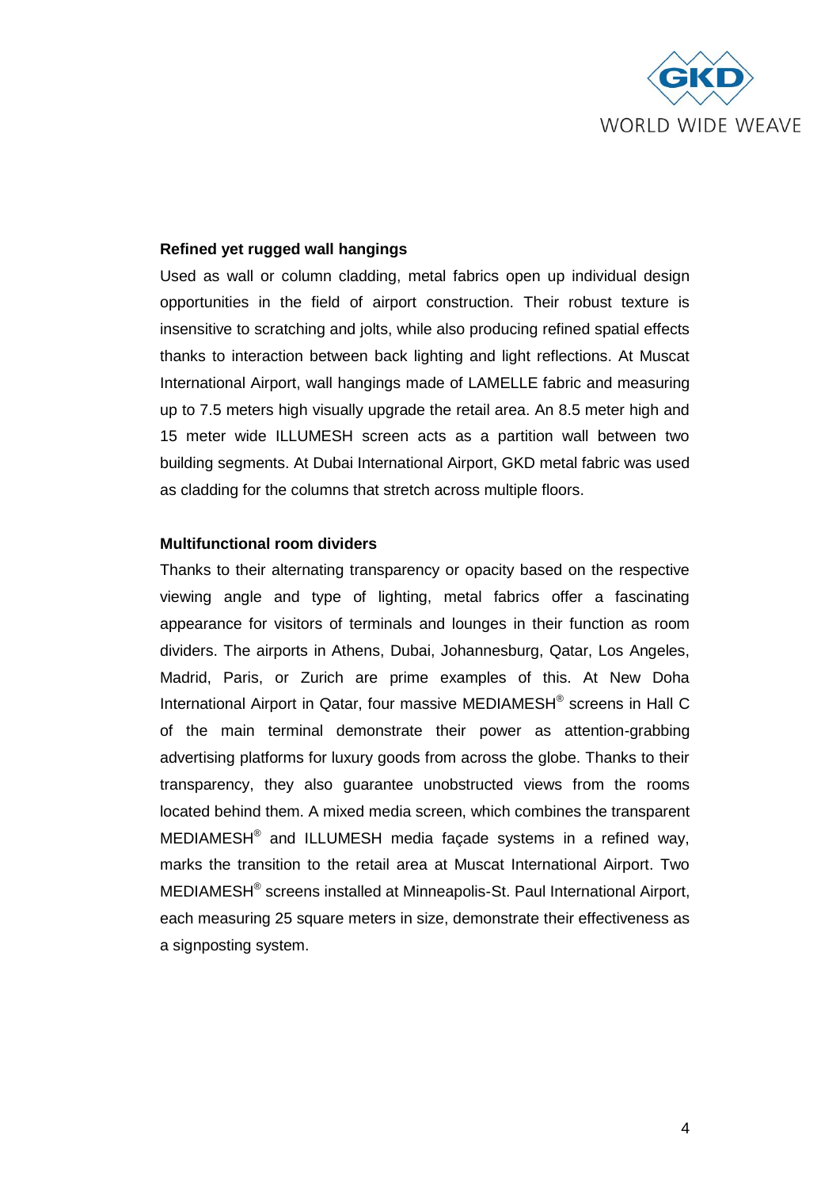## Refined yet rugged wall hangings

Used as wall or column cladding, metal fabrics open up individual design opportunities in the field of airport construction. Their robust texture is insensitive to scratching and jolts, while also producing refined spatial effects thanks to interaction between back lighting and light reflections. At Muscat International Airport, wall hangings made of LAMELLE fabric and measuring up to 7.5 meters high visually upgrade the retail area. An 8.5 meter high and 15 meter wide ILLUMESH screen acts as a partition wall between two building segments. At Dubai International Airport, GKD metal fabric was used as cladding for the columns that stretch across multiple floors.

## Multifunctional room dividers

Thanks to their alternating transparency or opacity based on the respective viewing angle and type of lighting, metal fabrics offer a fascinating appearance for visitors of terminals and lounges in their function as room dividers. The airports in Athens, Dubai, Johannesburg, Qatar, Los Angeles, Madrid, Paris, or Zurich are prime examples of this. At New Doha International Airport in Qatar, four massive MEDIAMESH® screens in Hall C of the main terminal demonstrate their power as attention-grabbing advertising platforms for luxury goods from across the globe. Thanks to their transparency, they also guarantee unobstructed views from the rooms located behind them. A mixed media screen, which combines the transparent MEDIAMESH® and ILLUMESH media façade systems in a refined way, marks the transition to the retail area at Muscat International Airport. Two MEDIAMESH® screens installed at Minneapolis-St. Paul International Airport, each measuring 25 square meters in size, demonstrate their effectiveness as a signposting system.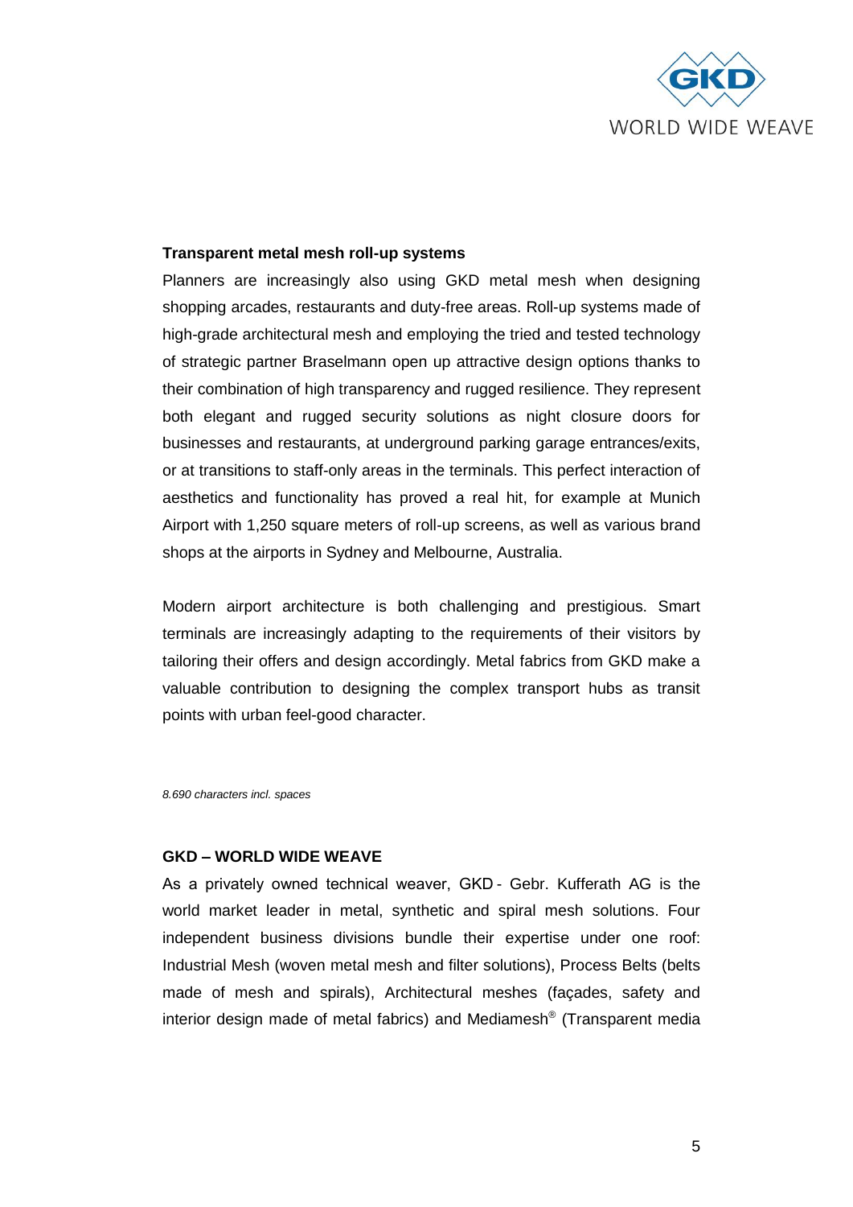**Transparent metal mesh roll-up systems**

Planners are increasingly also using GKD metal mesh when designing shopping arcades, restaurants and duty-free areas. Roll-up systems made of high-grade architectural mesh and employing the tried and tested technology of strategic partner Braselmann open up attractive design options thanks to their combination of high transparency and rugged resilience. They represent both elegant and rugged security solutions as night closure doors for businesses and restaurants, at underground parking garage entrances/exits, or at transitions to staff-only areas in the terminals. This perfect interaction of aesthetics and functionality has proved a real hit, for example at Munich Airport with 1,250 square meters of roll-up screens, as well as various brand shops at the airports in Sydney and Melbourne, Australia.

Modern airport architecture is both challenging and prestigious. Smart terminals are increasingly adapting to the requirements of their visitors by tailoring their offers and design accordingly. Metal fabrics from GKD make a valuable contribution to designing the complex transport hubs as transit points with urban feel-good character.

*8.690 characters incl. spaces*

**GKD – WORLD WIDE WEAVE**

As a privately owned technical weaver, GKD - Gebr. Kufferath AG is the world market leader in metal, synthetic and spiral mesh solutions. Four independent business divisions bundle their expertise under one roof: Industrial Mesh (woven metal mesh and filter solutions), Process Belts (belts made of mesh and spirals), Architectural meshes (façades, safety and interior design made of metal fabrics) and Mediamesh® (Transparent media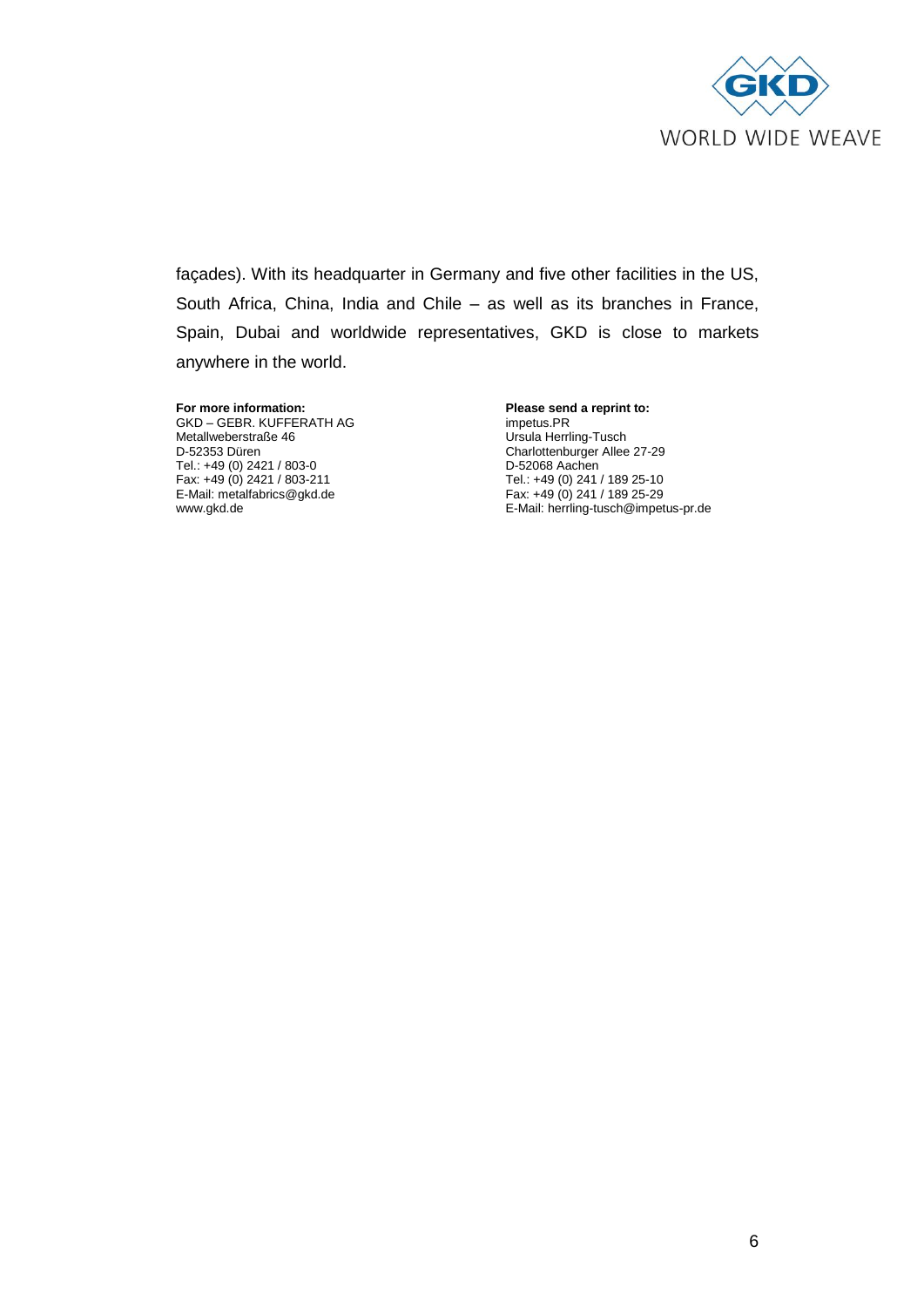façades). With its headquarter in Germany and five other facilities in the US, South Africa, China, India and Chile – as well as its branches in France, Spain, Dubai and worldwide representatives, GKD is close to markets anywhere in the world.

**For more information:**
GKD – GEBR. KUFFERATH AG
Metallweberstraße 46
D-52353 Düren
Tel.: +49 (0) 2421 / 803-0
Fax: +49 (0) 2421 / 803-211
E-Mail: metalfabrics@gkd.de
www.gkd.de

**Please send a reprint to:**
impetus.PR
Ursula Herrling-Tusch
Charlottenburger Allee 27-29
D-52068 Aachen
Tel.: +49 (0) 241 / 189 25-10
Fax: +49 (0) 241 / 189 25-29
E-Mail: herrling-tusch@impetus-pr.de